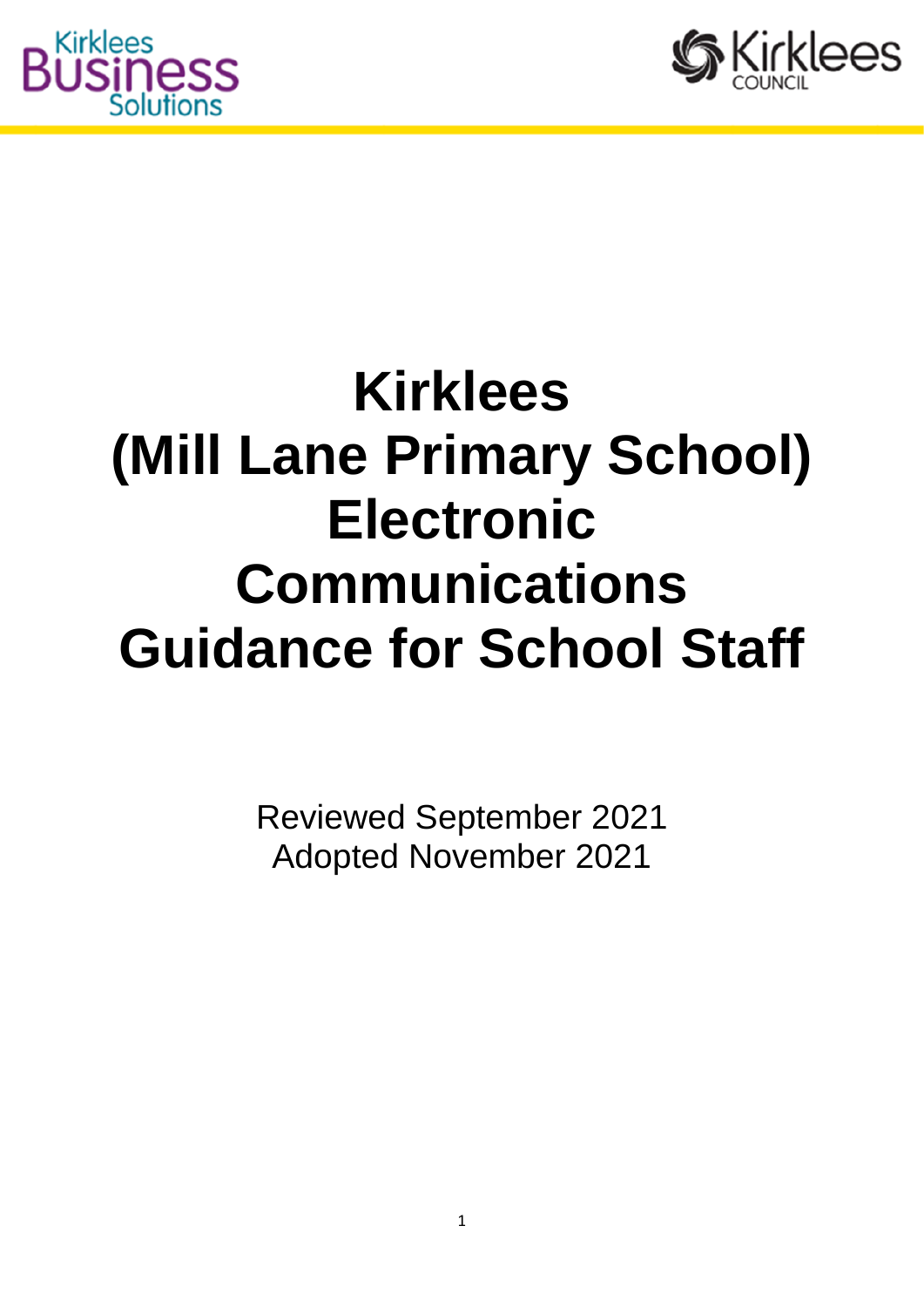# Kirklees (Mill Lane Primary School) Electronic Communications Guidance for School Staff

Reviewed September 2021
Adopted November 2021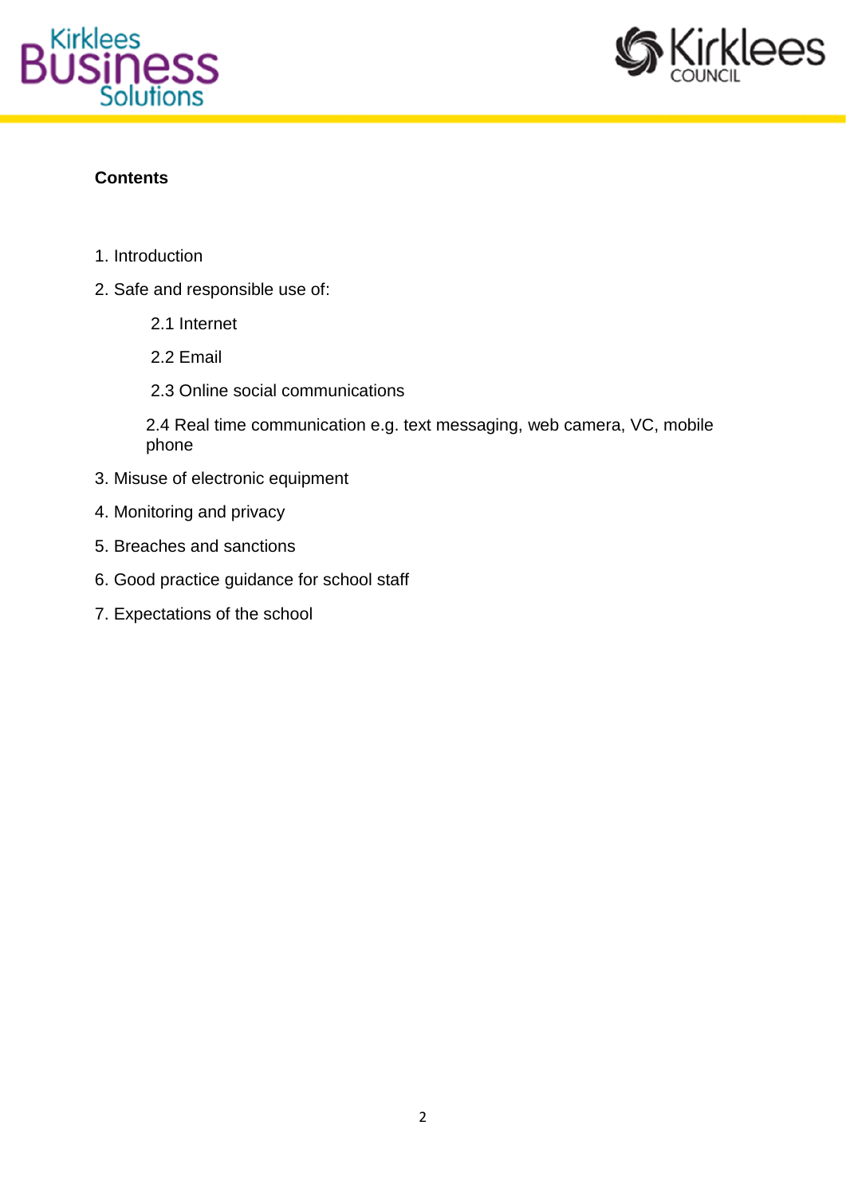**Contents**

1. Introduction
2. Safe and responsible use of:
    - 2.1 Internet
    - 2.2 Email
    - 2.3 Online social communications
    - 2.4 Real time communication e.g. text messaging, web camera, VC, mobile phone
3. Misuse of electronic equipment
4. Monitoring and privacy
5. Breaches and sanctions
6. Good practice guidance for school staff
7. Expectations of the school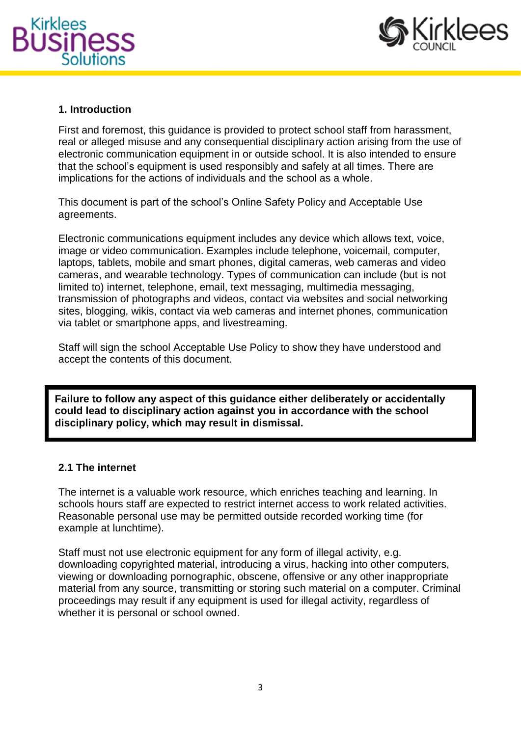## 1. Introduction

First and foremost, this guidance is provided to protect school staff from harassment, real or alleged misuse and any consequential disciplinary action arising from the use of electronic communication equipment in or outside school. It is also intended to ensure that the school's equipment is used responsibly and safely at all times. There are implications for the actions of individuals and the school as a whole.

This document is part of the school's Online Safety Policy and Acceptable Use agreements.

Electronic communications equipment includes any device which allows text, voice, image or video communication. Examples include telephone, voicemail, computer, laptops, tablets, mobile and smart phones, digital cameras, web cameras and video cameras, and wearable technology. Types of communication can include (but is not limited to) internet, telephone, email, text messaging, multimedia messaging, transmission of photographs and videos, contact via websites and social networking sites, blogging, wikis, contact via web cameras and internet phones, communication via tablet or smartphone apps, and livestreaming.

Staff will sign the school Acceptable Use Policy to show they have understood and accept the contents of this document.

**Failure to follow any aspect of this guidance either deliberately or accidentally could lead to disciplinary action against you in accordance with the school disciplinary policy, which may result in dismissal.**

### 2.1 The internet

The internet is a valuable work resource, which enriches teaching and learning. In schools hours staff are expected to restrict internet access to work related activities. Reasonable personal use may be permitted outside recorded working time (for example at lunchtime).

Staff must not use electronic equipment for any form of illegal activity, e.g. downloading copyrighted material, introducing a virus, hacking into other computers, viewing or downloading pornographic, obscene, offensive or any other inappropriate material from any source, transmitting or storing such material on a computer. Criminal proceedings may result if any equipment is used for illegal activity, regardless of whether it is personal or school owned.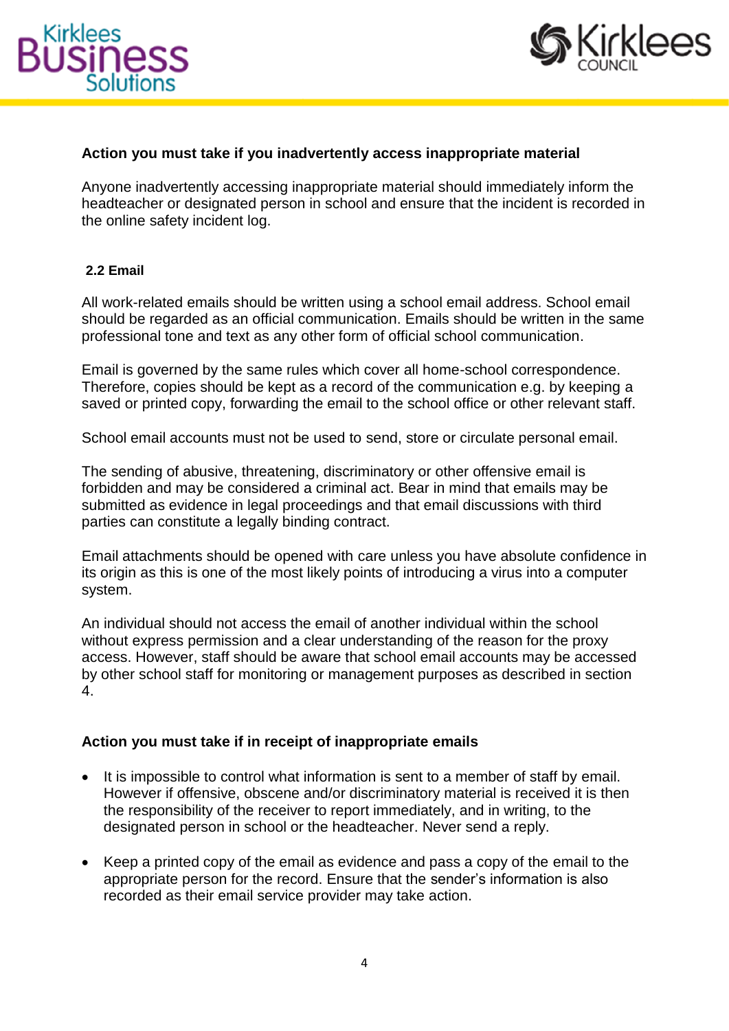**Action you must take if you inadvertently access inappropriate material**

Anyone inadvertently accessing inappropriate material should immediately inform the headteacher or designated person in school and ensure that the incident is recorded in the online safety incident log.

### 2.2 Email

All work-related emails should be written using a school email address. School email should be regarded as an official communication. Emails should be written in the same professional tone and text as any other form of official school communication.

Email is governed by the same rules which cover all home-school correspondence. Therefore, copies should be kept as a record of the communication e.g. by keeping a saved or printed copy, forwarding the email to the school office or other relevant staff.

School email accounts must not be used to send, store or circulate personal email.

The sending of abusive, threatening, discriminatory or other offensive email is forbidden and may be considered a criminal act. Bear in mind that emails may be submitted as evidence in legal proceedings and that email discussions with third parties can constitute a legally binding contract.

Email attachments should be opened with care unless you have absolute confidence in its origin as this is one of the most likely points of introducing a virus into a computer system.

An individual should not access the email of another individual within the school without express permission and a clear understanding of the reason for the proxy access. However, staff should be aware that school email accounts may be accessed by other school staff for monitoring or management purposes as described in section 4.

**Action you must take if in receipt of inappropriate emails**

- It is impossible to control what information is sent to a member of staff by email. However if offensive, obscene and/or discriminatory material is received it is then the responsibility of the receiver to report immediately, and in writing, to the designated person in school or the headteacher. Never send a reply.
- Keep a printed copy of the email as evidence and pass a copy of the email to the appropriate person for the record. Ensure that the sender's information is also recorded as their email service provider may take action.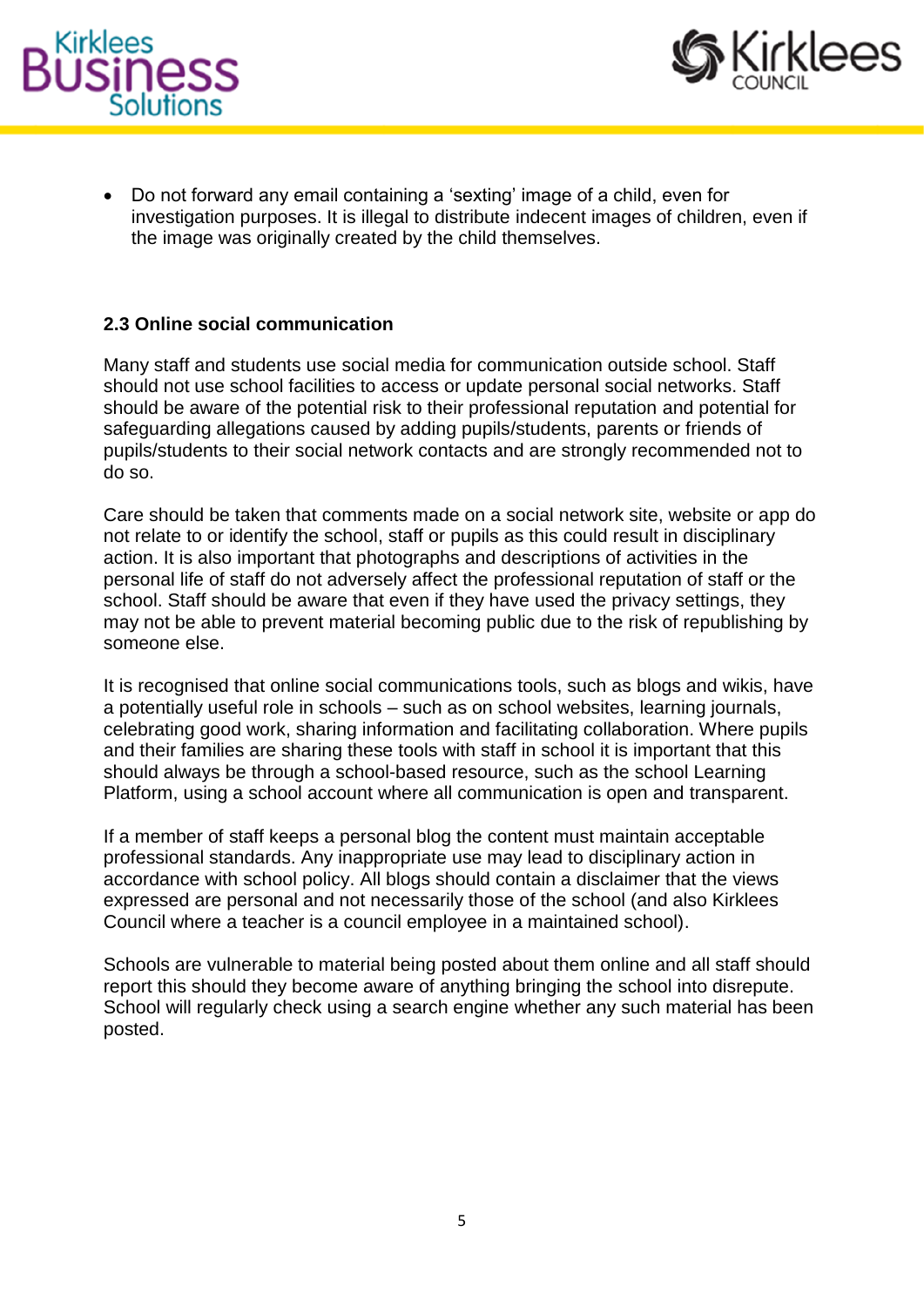- Do not forward any email containing a 'sexting' image of a child, even for investigation purposes. It is illegal to distribute indecent images of children, even if the image was originally created by the child themselves.

### 2.3 Online social communication

Many staff and students use social media for communication outside school. Staff should not use school facilities to access or update personal social networks. Staff should be aware of the potential risk to their professional reputation and potential for safeguarding allegations caused by adding pupils/students, parents or friends of pupils/students to their social network contacts and are strongly recommended not to do so.

Care should be taken that comments made on a social network site, website or app do not relate to or identify the school, staff or pupils as this could result in disciplinary action. It is also important that photographs and descriptions of activities in the personal life of staff do not adversely affect the professional reputation of staff or the school. Staff should be aware that even if they have used the privacy settings, they may not be able to prevent material becoming public due to the risk of republishing by someone else.

It is recognised that online social communications tools, such as blogs and wikis, have a potentially useful role in schools – such as on school websites, learning journals, celebrating good work, sharing information and facilitating collaboration. Where pupils and their families are sharing these tools with staff in school it is important that this should always be through a school-based resource, such as the school Learning Platform, using a school account where all communication is open and transparent.

If a member of staff keeps a personal blog the content must maintain acceptable professional standards. Any inappropriate use may lead to disciplinary action in accordance with school policy. All blogs should contain a disclaimer that the views expressed are personal and not necessarily those of the school (and also Kirklees Council where a teacher is a council employee in a maintained school).

Schools are vulnerable to material being posted about them online and all staff should report this should they become aware of anything bringing the school into disrepute. School will regularly check using a search engine whether any such material has been posted.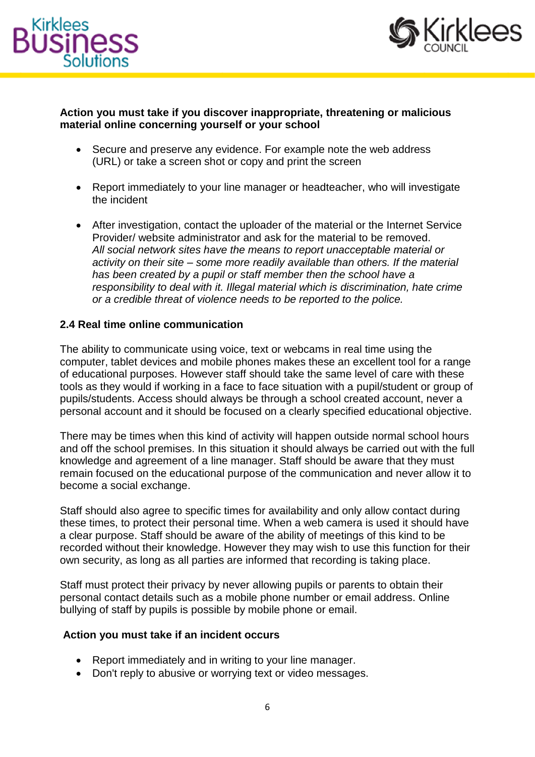**Action you must take if you discover inappropriate, threatening or malicious material online concerning yourself or your school**

- Secure and preserve any evidence. For example note the web address (URL) or take a screen shot or copy and print the screen
- Report immediately to your line manager or headteacher, who will investigate the incident
- After investigation, contact the uploader of the material or the Internet Service Provider/ website administrator and ask for the material to be removed. *All social network sites have the means to report unacceptable material or activity on their site – some more readily available than others. If the material has been created by a pupil or staff member then the school have a responsibility to deal with it. Illegal material which is discrimination, hate crime or a credible threat of violence needs to be reported to the police.*

### 2.4 Real time online communication

The ability to communicate using voice, text or webcams in real time using the computer, tablet devices and mobile phones makes these an excellent tool for a range of educational purposes. However staff should take the same level of care with these tools as they would if working in a face to face situation with a pupil/student or group of pupils/students. Access should always be through a school created account, never a personal account and it should be focused on a clearly specified educational objective.

There may be times when this kind of activity will happen outside normal school hours and off the school premises. In this situation it should always be carried out with the full knowledge and agreement of a line manager. Staff should be aware that they must remain focused on the educational purpose of the communication and never allow it to become a social exchange.

Staff should also agree to specific times for availability and only allow contact during these times, to protect their personal time. When a web camera is used it should have a clear purpose. Staff should be aware of the ability of meetings of this kind to be recorded without their knowledge. However they may wish to use this function for their own security, as long as all parties are informed that recording is taking place.

Staff must protect their privacy by never allowing pupils or parents to obtain their personal contact details such as a mobile phone number or email address. Online bullying of staff by pupils is possible by mobile phone or email.

**Action you must take if an incident occurs**

- Report immediately and in writing to your line manager.
- Don't reply to abusive or worrying text or video messages.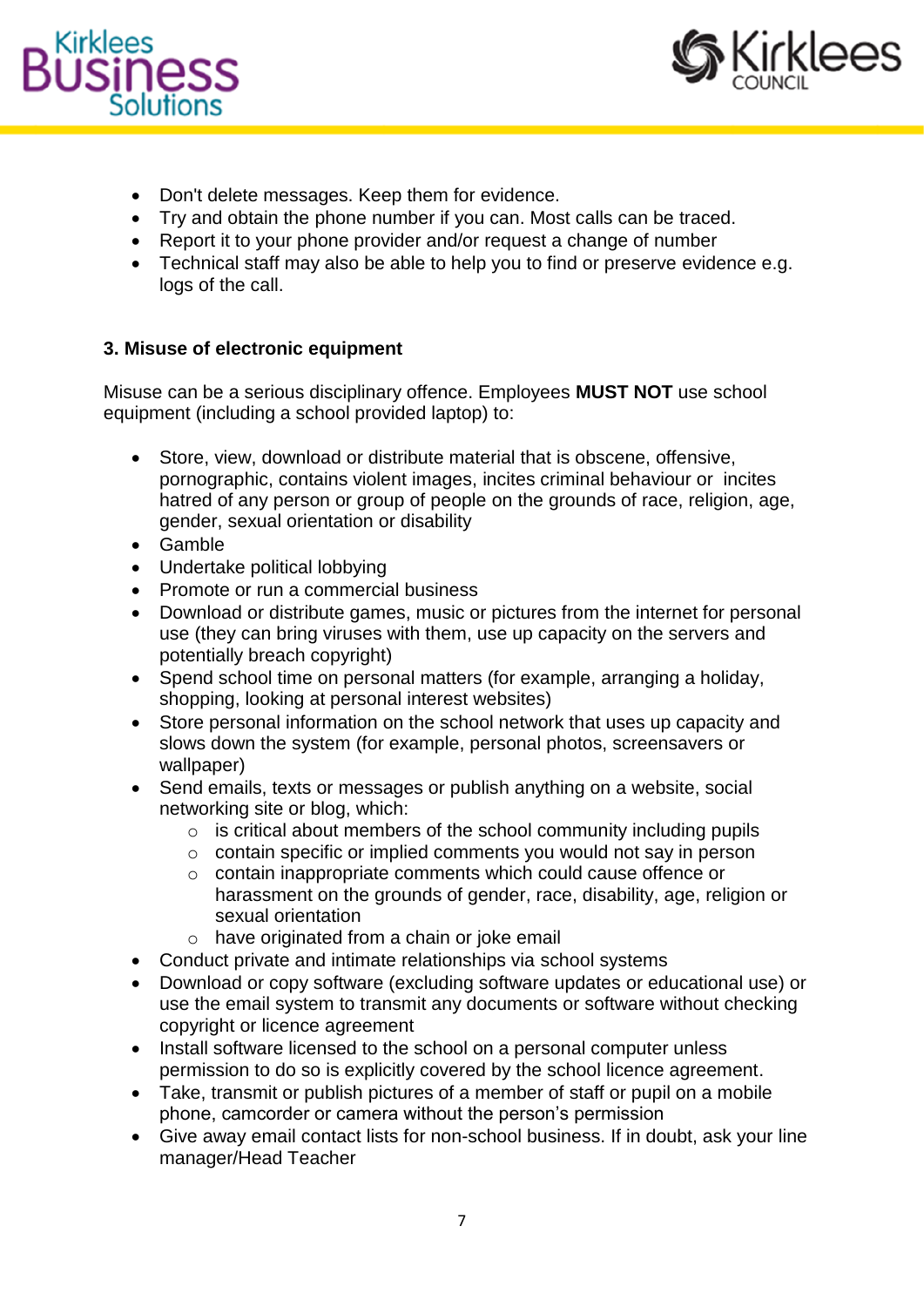- Don't delete messages. Keep them for evidence.
- Try and obtain the phone number if you can. Most calls can be traced.
- Report it to your phone provider and/or request a change of number
- Technical staff may also be able to help you to find or preserve evidence e.g. logs of the call.

**3. Misuse of electronic equipment**

Misuse can be a serious disciplinary offence. Employees **MUST NOT** use school equipment (including a school provided laptop) to:

- Store, view, download or distribute material that is obscene, offensive, pornographic, contains violent images, incites criminal behaviour or incites hatred of any person or group of people on the grounds of race, religion, age, gender, sexual orientation or disability
- Gamble
- Undertake political lobbying
- Promote or run a commercial business
- Download or distribute games, music or pictures from the internet for personal use (they can bring viruses with them, use up capacity on the servers and potentially breach copyright)
- Spend school time on personal matters (for example, arranging a holiday, shopping, looking at personal interest websites)
- Store personal information on the school network that uses up capacity and slows down the system (for example, personal photos, screensavers or wallpaper)
- Send emails, texts or messages or publish anything on a website, social networking site or blog, which:
    - is critical about members of the school community including pupils
    - contain specific or implied comments you would not say in person
    - contain inappropriate comments which could cause offence or harassment on the grounds of gender, race, disability, age, religion or sexual orientation
    - have originated from a chain or joke email
- Conduct private and intimate relationships via school systems
- Download or copy software (excluding software updates or educational use) or use the email system to transmit any documents or software without checking copyright or licence agreement
- Install software licensed to the school on a personal computer unless permission to do so is explicitly covered by the school licence agreement.
- Take, transmit or publish pictures of a member of staff or pupil on a mobile phone, camcorder or camera without the person's permission
- Give away email contact lists for non-school business. If in doubt, ask your line manager/Head Teacher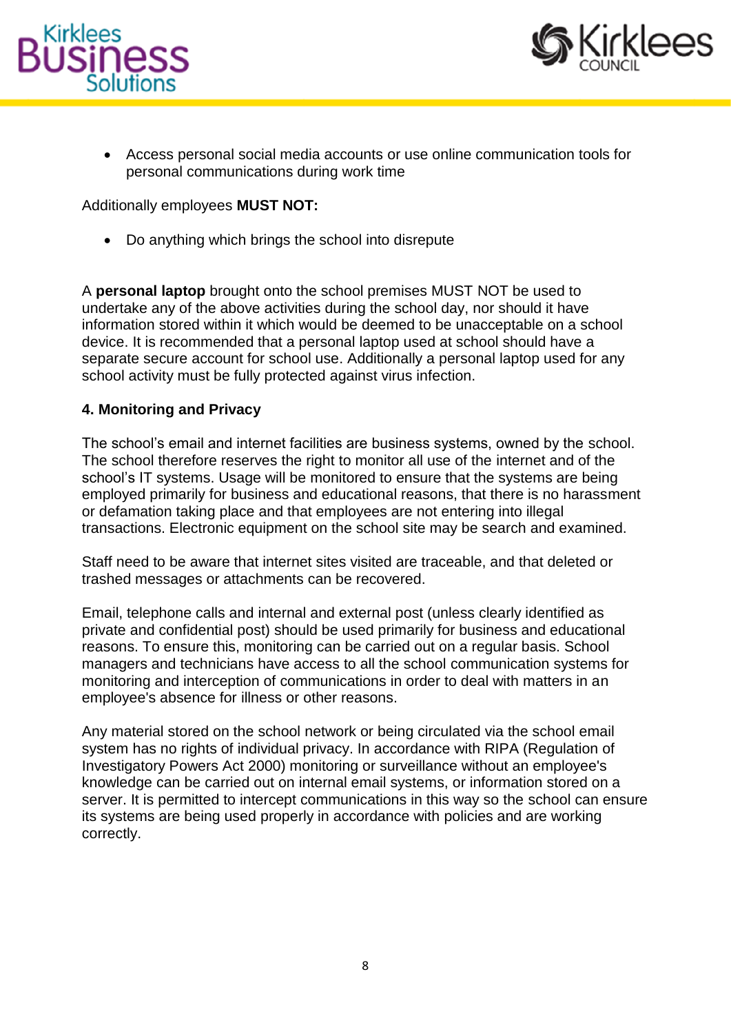- Access personal social media accounts or use online communication tools for personal communications during work time

Additionally employees **MUST NOT:**

- Do anything which brings the school into disrepute

A **personal laptop** brought onto the school premises MUST NOT be used to undertake any of the above activities during the school day, nor should it have information stored within it which would be deemed to be unacceptable on a school device. It is recommended that a personal laptop used at school should have a separate secure account for school use. Additionally a personal laptop used for any school activity must be fully protected against virus infection.

**4. Monitoring and Privacy**

The school's email and internet facilities are business systems, owned by the school. The school therefore reserves the right to monitor all use of the internet and of the school's IT systems. Usage will be monitored to ensure that the systems are being employed primarily for business and educational reasons, that there is no harassment or defamation taking place and that employees are not entering into illegal transactions. Electronic equipment on the school site may be search and examined.

Staff need to be aware that internet sites visited are traceable, and that deleted or trashed messages or attachments can be recovered.

Email, telephone calls and internal and external post (unless clearly identified as private and confidential post) should be used primarily for business and educational reasons. To ensure this, monitoring can be carried out on a regular basis. School managers and technicians have access to all the school communication systems for monitoring and interception of communications in order to deal with matters in an employee's absence for illness or other reasons.

Any material stored on the school network or being circulated via the school email system has no rights of individual privacy. In accordance with RIPA (Regulation of Investigatory Powers Act 2000) monitoring or surveillance without an employee's knowledge can be carried out on internal email systems, or information stored on a server. It is permitted to intercept communications in this way so the school can ensure its systems are being used properly in accordance with policies and are working correctly.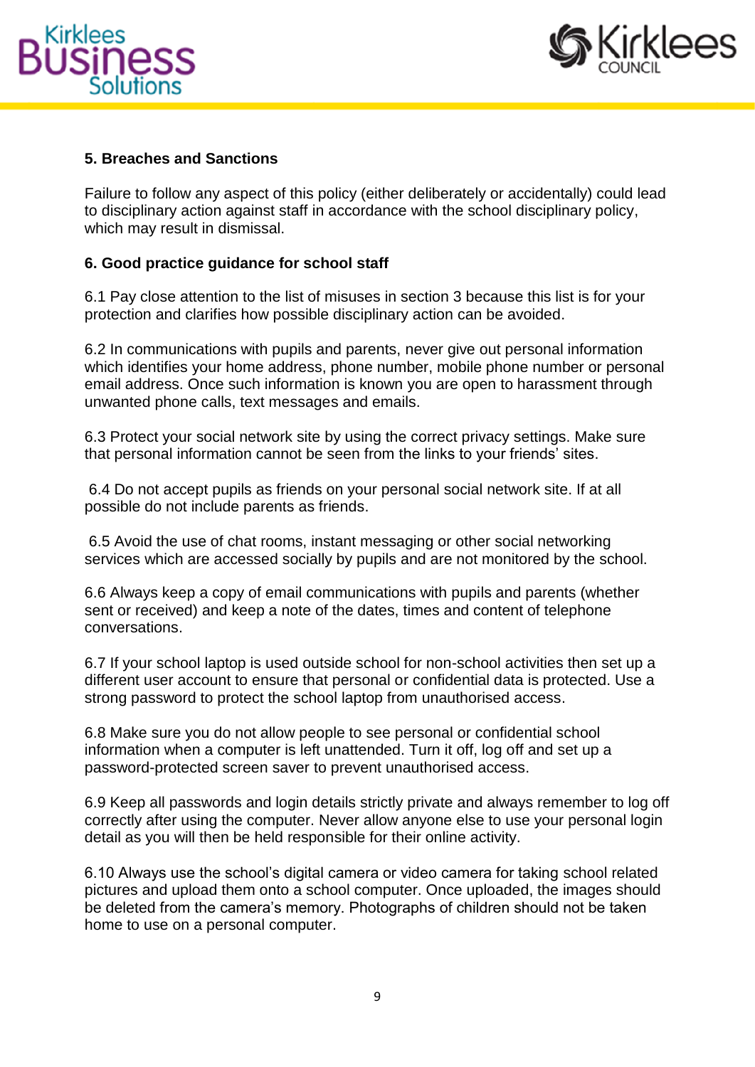## 5. Breaches and Sanctions

Failure to follow any aspect of this policy (either deliberately or accidentally) could lead to disciplinary action against staff in accordance with the school disciplinary policy, which may result in dismissal.

## 6. Good practice guidance for school staff

6.1 Pay close attention to the list of misuses in section 3 because this list is for your protection and clarifies how possible disciplinary action can be avoided.

6.2 In communications with pupils and parents, never give out personal information which identifies your home address, phone number, mobile phone number or personal email address. Once such information is known you are open to harassment through unwanted phone calls, text messages and emails.

6.3 Protect your social network site by using the correct privacy settings. Make sure that personal information cannot be seen from the links to your friends' sites.

6.4 Do not accept pupils as friends on your personal social network site. If at all possible do not include parents as friends.

6.5 Avoid the use of chat rooms, instant messaging or other social networking services which are accessed socially by pupils and are not monitored by the school.

6.6 Always keep a copy of email communications with pupils and parents (whether sent or received) and keep a note of the dates, times and content of telephone conversations.

6.7 If your school laptop is used outside school for non-school activities then set up a different user account to ensure that personal or confidential data is protected. Use a strong password to protect the school laptop from unauthorised access.

6.8 Make sure you do not allow people to see personal or confidential school information when a computer is left unattended. Turn it off, log off and set up a password-protected screen saver to prevent unauthorised access.

6.9 Keep all passwords and login details strictly private and always remember to log off correctly after using the computer. Never allow anyone else to use your personal login detail as you will then be held responsible for their online activity.

6.10 Always use the school's digital camera or video camera for taking school related pictures and upload them onto a school computer. Once uploaded, the images should be deleted from the camera's memory. Photographs of children should not be taken home to use on a personal computer.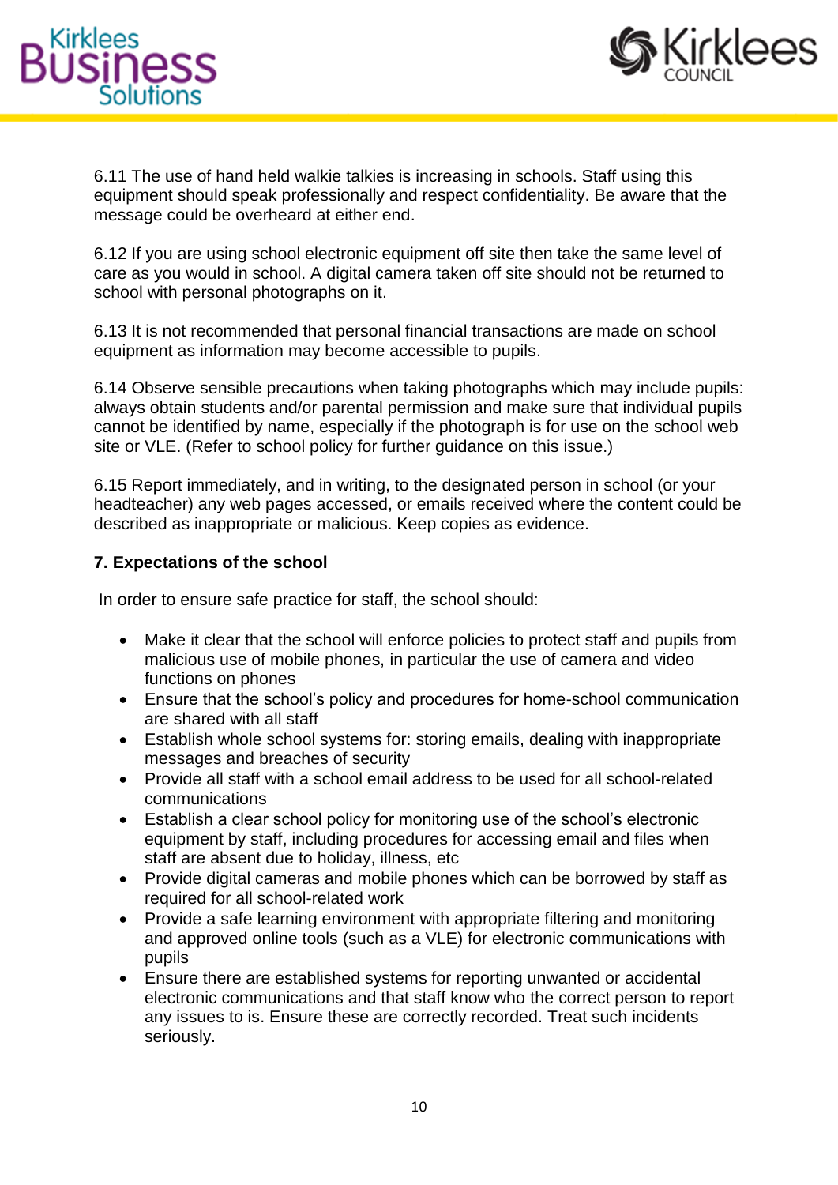6.11 The use of hand held walkie talkies is increasing in schools. Staff using this equipment should speak professionally and respect confidentiality. Be aware that the message could be overheard at either end.

6.12 If you are using school electronic equipment off site then take the same level of care as you would in school. A digital camera taken off site should not be returned to school with personal photographs on it.

6.13 It is not recommended that personal financial transactions are made on school equipment as information may become accessible to pupils.

6.14 Observe sensible precautions when taking photographs which may include pupils: always obtain students and/or parental permission and make sure that individual pupils cannot be identified by name, especially if the photograph is for use on the school web site or VLE. (Refer to school policy for further guidance on this issue.)

6.15 Report immediately, and in writing, to the designated person in school (or your headteacher) any web pages accessed, or emails received where the content could be described as inappropriate or malicious. Keep copies as evidence.

**7. Expectations of the school**

In order to ensure safe practice for staff, the school should:

- Make it clear that the school will enforce policies to protect staff and pupils from malicious use of mobile phones, in particular the use of camera and video functions on phones
- Ensure that the school's policy and procedures for home-school communication are shared with all staff
- Establish whole school systems for: storing emails, dealing with inappropriate messages and breaches of security
- Provide all staff with a school email address to be used for all school-related communications
- Establish a clear school policy for monitoring use of the school's electronic equipment by staff, including procedures for accessing email and files when staff are absent due to holiday, illness, etc
- Provide digital cameras and mobile phones which can be borrowed by staff as required for all school-related work
- Provide a safe learning environment with appropriate filtering and monitoring and approved online tools (such as a VLE) for electronic communications with pupils
- Ensure there are established systems for reporting unwanted or accidental electronic communications and that staff know who the correct person to report any issues to is. Ensure these are correctly recorded. Treat such incidents seriously.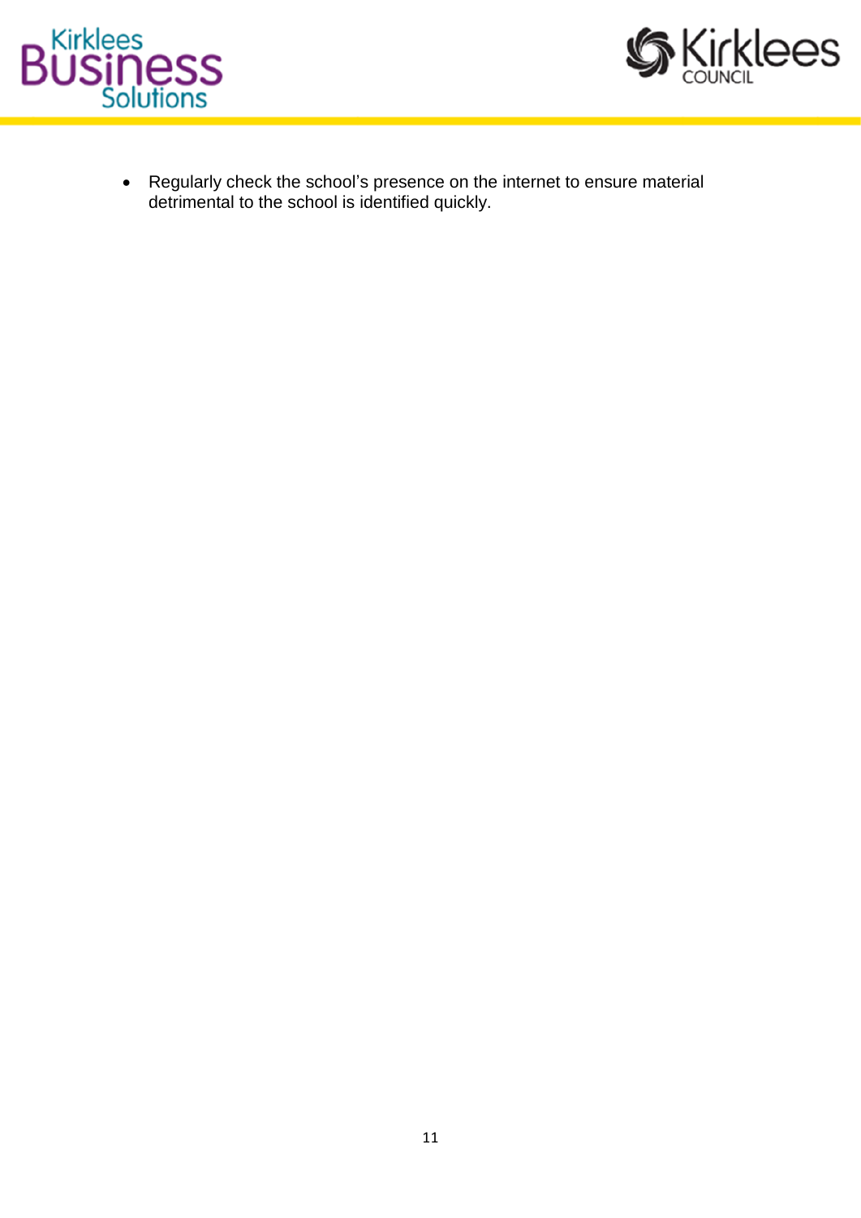- Regularly check the school's presence on the internet to ensure material detrimental to the school is identified quickly.